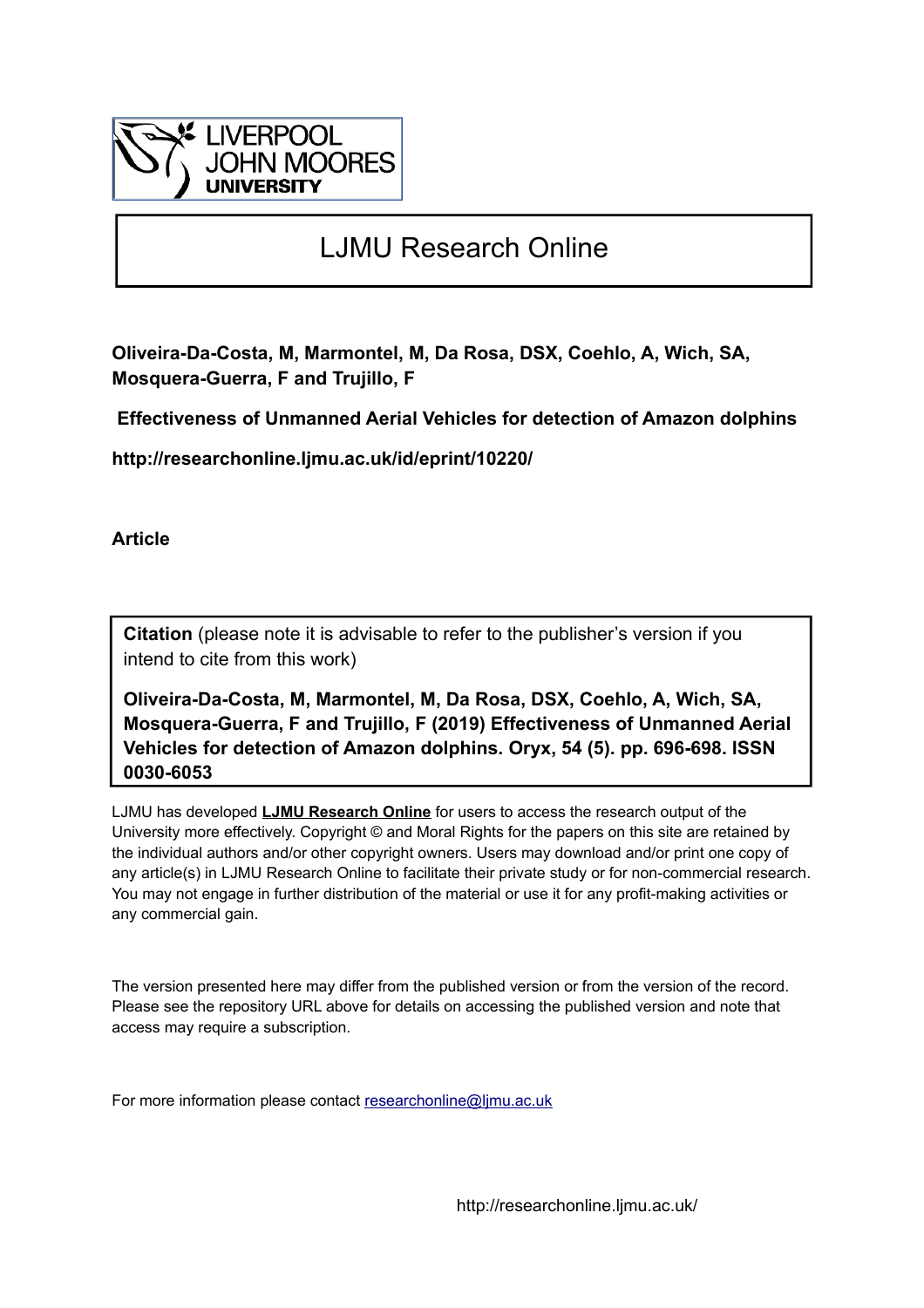LIVERPOOL JOHN MOORES UNIVERSITY

# LJMU Research Online

**Oliveira-Da-Costa, M, Marmontel, M, Da Rosa, DSX, Coehlo, A, Wich, SA, Mosquera-Guerra, F and Trujillo, F**

**Effectiveness of Unmanned Aerial Vehicles for detection of Amazon dolphins**

**http://researchonline.ljmu.ac.uk/id/eprint/10220/**

**Article**

**Citation** (please note it is advisable to refer to the publisher's version if you intend to cite from this work)

**Oliveira-Da-Costa, M, Marmontel, M, Da Rosa, DSX, Coehlo, A, Wich, SA, Mosquera-Guerra, F and Trujillo, F (2019) Effectiveness of Unmanned Aerial Vehicles for detection of Amazon dolphins. Oryx, 54 (5). pp. 696-698. ISSN 0030-6053**

LJMU has developed **LJMU Research Online** for users to access the research output of the University more effectively. Copyright © and Moral Rights for the papers on this site are retained by the individual authors and/or other copyright owners. Users may download and/or print one copy of any article(s) in LJMU Research Online to facilitate their private study or for non-commercial research. You may not engage in further distribution of the material or use it for any profit-making activities or any commercial gain.

The version presented here may differ from the published version or from the version of the record. Please see the repository URL above for details on accessing the published version and note that access may require a subscription.

For more information please contact researchonline@ljmu.ac.uk

http://researchonline.ljmu.ac.uk/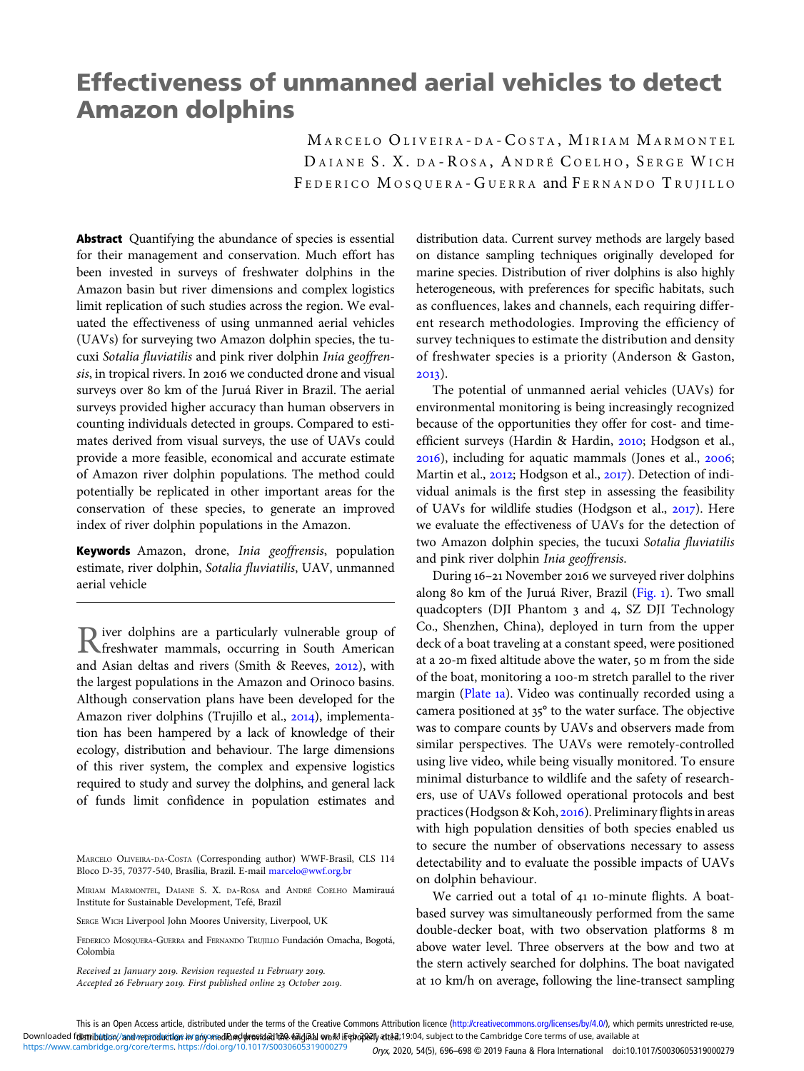# Effectiveness of unmanned aerial vehicles to detect Amazon dolphins

MARCELO OLIVEIRA-DA-COSTA, MIRIAM MARMONTEL, DAIANE S. X. DA-ROSA, ANDRÉ COELHO, SERGE WICH, FEDERICO MOSQUERA-GUERRA and FERNANDO TRUJILLO

**Abstract** Quantifying the abundance of species is essential for their management and conservation. Much effort has been invested in surveys of freshwater dolphins in the Amazon basin but river dimensions and complex logistics limit replication of such studies across the region. We evaluated the effectiveness of using unmanned aerial vehicles (UAVs) for surveying two Amazon dolphin species, the tucuxi *Sotalia fluviatilis* and pink river dolphin *Inia geoffrensis*, in tropical rivers. In 2016 we conducted drone and visual surveys over 80 km of the Juruá River in Brazil. The aerial surveys provided higher accuracy than human observers in counting individuals detected in groups. Compared to estimates derived from visual surveys, the use of UAVs could provide a more feasible, economical and accurate estimate of Amazon river dolphin populations. The method could potentially be replicated in other important areas for the conservation of these species, to generate an improved index of river dolphin populations in the Amazon.

**Keywords** Amazon, drone, *Inia geoffrensis*, population estimate, river dolphin, *Sotalia fluviatilis*, UAV, unmanned aerial vehicle

River dolphins are a particularly vulnerable group of freshwater mammals, occurring in South American and Asian deltas and rivers (Smith & Reeves, 2012), with the largest populations in the Amazon and Orinoco basins. Although conservation plans have been developed for the Amazon river dolphins (Trujillo et al., 2014), implementation has been hampered by a lack of knowledge of their ecology, distribution and behaviour. The large dimensions of this river system, the complex and expensive logistics required to study and survey the dolphins, and general lack of funds limit confidence in population estimates and distribution data. Current survey methods are largely based on distance sampling techniques originally developed for marine species. Distribution of river dolphins is also highly heterogeneous, with preferences for specific habitats, such as confluences, lakes and channels, each requiring different research methodologies. Improving the efficiency of survey techniques to estimate the distribution and density of freshwater species is a priority (Anderson & Gaston, 2013).

The potential of unmanned aerial vehicles (UAVs) for environmental monitoring is being increasingly recognized because of the opportunities they offer for cost- and time-efficient surveys (Hardin & Hardin, 2010; Hodgson et al., 2016), including for aquatic mammals (Jones et al., 2006; Martin et al., 2012; Hodgson et al., 2017). Detection of individual animals is the first step in assessing the feasibility of UAVs for wildlife studies (Hodgson et al., 2017). Here we evaluate the effectiveness of UAVs for the detection of two Amazon dolphin species, the tucuxi *Sotalia fluviatilis* and pink river dolphin *Inia geoffrensis*.

During 16–21 November 2016 we surveyed river dolphins along 80 km of the Juruá River, Brazil (Fig. 1). Two small quadcopters (DJI Phantom 3 and 4, SZ DJI Technology Co., Shenzhen, China), deployed in turn from the upper deck of a boat traveling at a constant speed, were positioned at a 20-m fixed altitude above the water, 50 m from the side of the boat, monitoring a 100-m stretch parallel to the river margin (Plate 1a). Video was continually recorded using a camera positioned at 35° to the water surface. The objective was to compare counts by UAVs and observers made from similar perspectives. The UAVs were remotely-controlled using live video, while being visually monitored. To ensure minimal disturbance to wildlife and the safety of researchers, use of UAVs followed operational protocols and best practices (Hodgson & Koh, 2016). Preliminary flights in areas with high population densities of both species enabled us to secure the number of observations necessary to assess detectability and to evaluate the possible impacts of UAVs on dolphin behaviour.

We carried out a total of 41 10-minute flights. A boat-based survey was simultaneously performed from the same double-decker boat, with two observation platforms 8 m above water level. Three observers at the bow and two at the stern actively searched for dolphins. The boat navigated at 10 km/h on average, following the line-transect sampling

MARCELO OLIVEIRA-DA-COSTA (Corresponding author) WWF-Brasil, CLS 114 Bloco D-35, 70377-540, Brasília, Brazil. E-mail marcelo@wwf.org.br

MIRIAM MARMONTEL, DAIANE S. X. DA-ROSA and ANDRÉ COELHO Mamirauá Institute for Sustainable Development, Tefé, Brazil

SERGE WICH Liverpool John Moores University, Liverpool, UK

FEDERICO MOSQUERA-GUERRA and FERNANDO TRUJILLO Fundación Omacha, Bogotá, Colombia

*Received 21 January 2019. Revision requested 11 February 2019. Accepted 26 February 2019. First published online 23 October 2019.*

This is an Open Access article, distributed under the terms of the Creative Commons Attribution licence (http://creativecommons.org/licenses/by/4.0/), which permits unrestricted re-use, distribution, and reproduction in any medium, provided the original work is properly cited.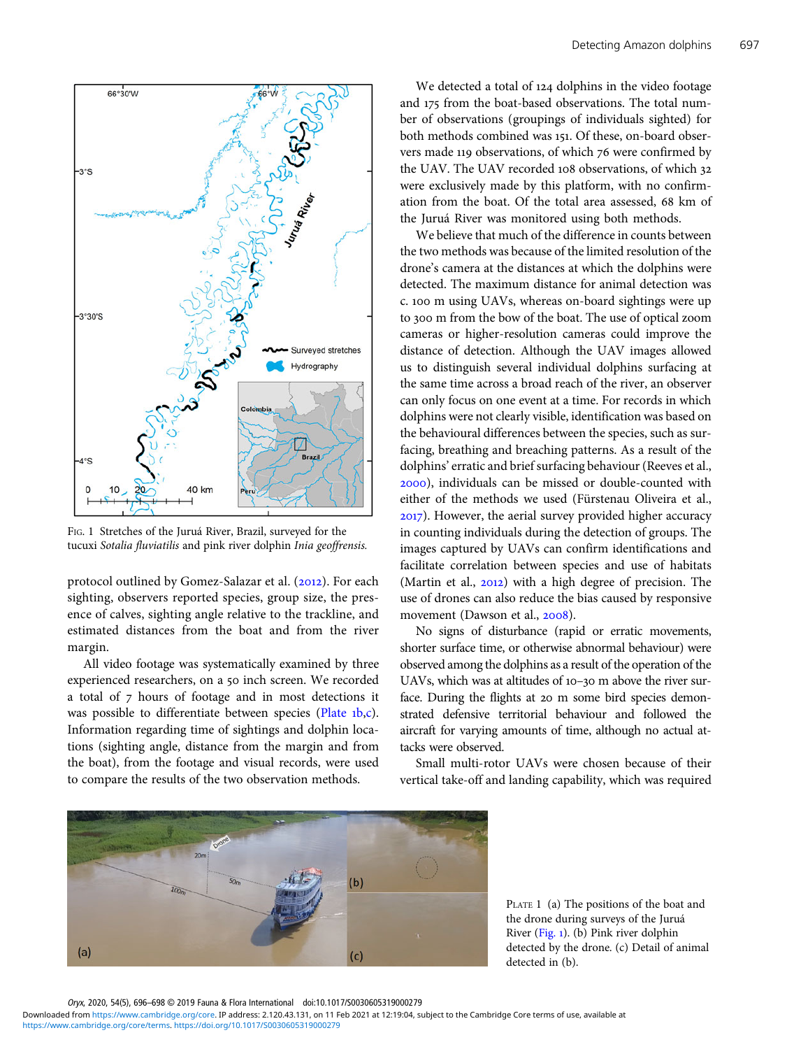Fig. 1 Stretches of the Juruá River, Brazil, surveyed for the tucuxi *Sotalia fluviatilis* and pink river dolphin *Inia geoffrensis*.

protocol outlined by Gomez-Salazar et al. (2012). For each sighting, observers reported species, group size, the presence of calves, sighting angle relative to the trackline, and estimated distances from the boat and from the river margin.

All video footage was systematically examined by three experienced researchers, on a 50 inch screen. We recorded a total of 7 hours of footage and in most detections it was possible to differentiate between species (Plate 1b,c). Information regarding time of sightings and dolphin locations (sighting angle, distance from the margin and from the boat), from the footage and visual records, were used to compare the results of the two observation methods.

We detected a total of 124 dolphins in the video footage and 175 from the boat-based observations. The total number of observations (groupings of individuals sighted) for both methods combined was 151. Of these, on-board observers made 119 observations, of which 76 were confirmed by the UAV. The UAV recorded 108 observations, of which 32 were exclusively made by this platform, with no confirmation from the boat. Of the total area assessed, 68 km of the Juruá River was monitored using both methods.

We believe that much of the difference in counts between the two methods was because of the limited resolution of the drone's camera at the distances at which the dolphins were detected. The maximum distance for animal detection was c. 100 m using UAVs, whereas on-board sightings were up to 300 m from the bow of the boat. The use of optical zoom cameras or higher-resolution cameras could improve the distance of detection. Although the UAV images allowed us to distinguish several individual dolphins surfacing at the same time across a broad reach of the river, an observer can only focus on one event at a time. For records in which dolphins were not clearly visible, identification was based on the behavioural differences between the species, such as surfacing, breathing and breaching patterns. As a result of the dolphins' erratic and brief surfacing behaviour (Reeves et al., 2000), individuals can be missed or double-counted with either of the methods we used (Fürstenau Oliveira et al., 2017). However, the aerial survey provided higher accuracy in counting individuals during the detection of groups. The images captured by UAVs can confirm identifications and facilitate correlation between species and use of habitats (Martin et al., 2012) with a high degree of precision. The use of drones can also reduce the bias caused by responsive movement (Dawson et al., 2008).

No signs of disturbance (rapid or erratic movements, shorter surface time, or otherwise abnormal behaviour) were observed among the dolphins as a result of the operation of the UAVs, which was at altitudes of 10–30 m above the river surface. During the flights at 20 m some bird species demonstrated defensive territorial behaviour and followed the aircraft for varying amounts of time, although no actual attacks were observed.

Small multi-rotor UAVs were chosen because of their vertical take-off and landing capability, which was required

Plate 1 (a) The positions of the boat and the drone during surveys of the Juruá River (Fig. 1). (b) Pink river dolphin detected by the drone. (c) Detail of animal detected in (b).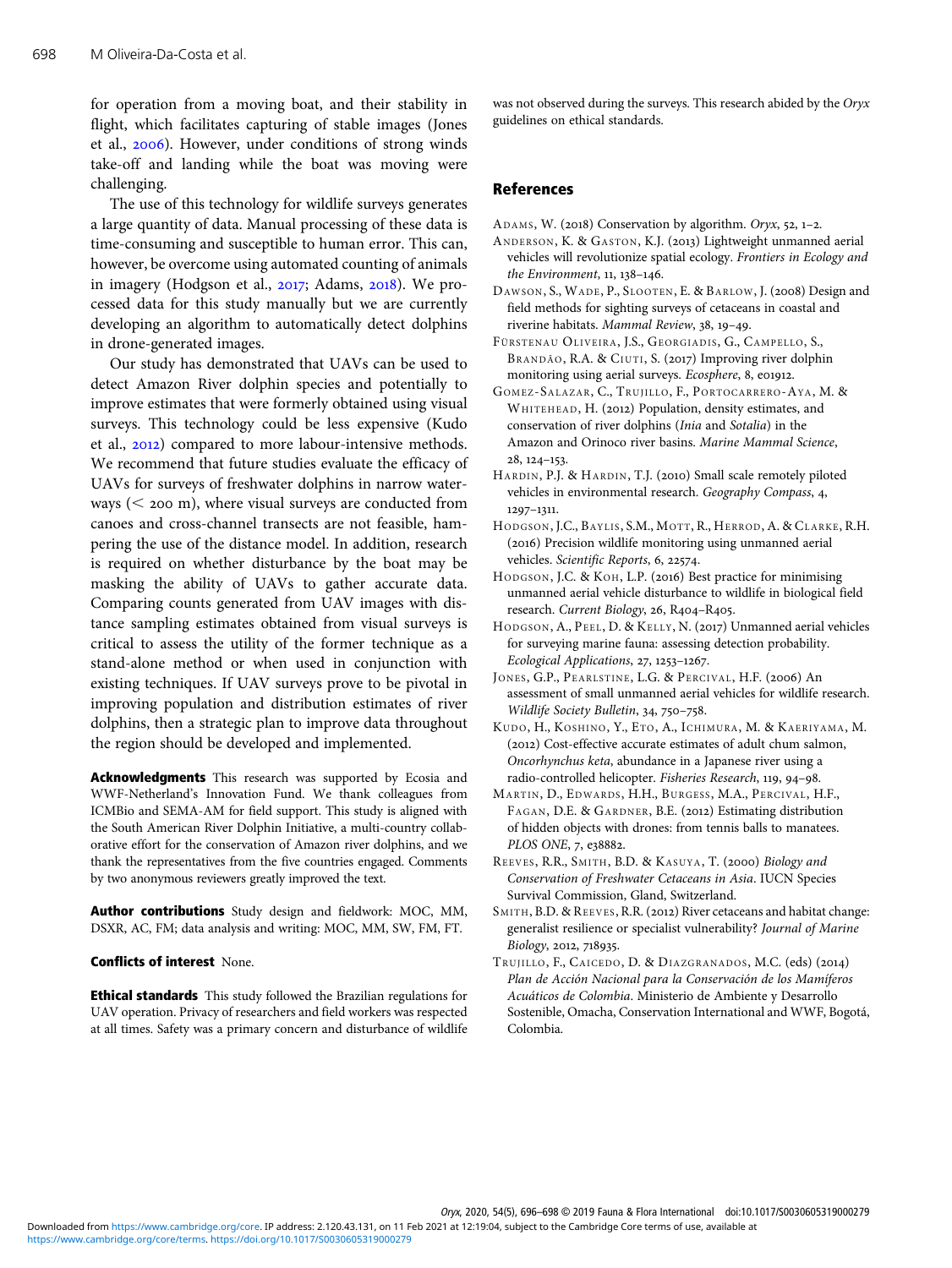for operation from a moving boat, and their stability in flight, which facilitates capturing of stable images (Jones et al., 2006). However, under conditions of strong winds take-off and landing while the boat was moving were challenging.

The use of this technology for wildlife surveys generates a large quantity of data. Manual processing of these data is time-consuming and susceptible to human error. This can, however, be overcome using automated counting of animals in imagery (Hodgson et al., 2017; Adams, 2018). We processed data for this study manually but we are currently developing an algorithm to automatically detect dolphins in drone-generated images.

Our study has demonstrated that UAVs can be used to detect Amazon River dolphin species and potentially to improve estimates that were formerly obtained using visual surveys. This technology could be less expensive (Kudo et al., 2012) compared to more labour-intensive methods. We recommend that future studies evaluate the efficacy of UAVs for surveys of freshwater dolphins in narrow waterways (< 200 m), where visual surveys are conducted from canoes and cross-channel transects are not feasible, hampering the use of the distance model. In addition, research is required on whether disturbance by the boat may be masking the ability of UAVs to gather accurate data. Comparing counts generated from UAV images with distance sampling estimates obtained from visual surveys is critical to assess the utility of the former technique as a stand-alone method or when used in conjunction with existing techniques. If UAV surveys prove to be pivotal in improving population and distribution estimates of river dolphins, then a strategic plan to improve data throughout the region should be developed and implemented.

**Acknowledgments** This research was supported by Ecosia and WWF-Netherland's Innovation Fund. We thank colleagues from ICMBio and SEMA-AM for field support. This study is aligned with the South American River Dolphin Initiative, a multi-country collaborative effort for the conservation of Amazon river dolphins, and we thank the representatives from the five countries engaged. Comments by two anonymous reviewers greatly improved the text.

**Author contributions** Study design and fieldwork: MOC, MM, DSXR, AC, FM; data analysis and writing: MOC, MM, SW, FM, FT.

**Conflicts of interest** None.

**Ethical standards** This study followed the Brazilian regulations for UAV operation. Privacy of researchers and field workers was respected at all times. Safety was a primary concern and disturbance of wildlife was not observed during the surveys. This research abided by the *Oryx* guidelines on ethical standards.

## References

Adams, W. (2018) Conservation by algorithm. *Oryx*, 52, 1–2.

Anderson, K. & Gaston, K.J. (2013) Lightweight unmanned aerial vehicles will revolutionize spatial ecology. *Frontiers in Ecology and the Environment*, 11, 138–146.

Dawson, S., Wade, P., Slooten, E. & Barlow, J. (2008) Design and field methods for sighting surveys of cetaceans in coastal and riverine habitats. *Mammal Review*, 38, 19–49.

Fürstenau Oliveira, J.S., Georgiadis, G., Campello, S., Brandão, R.A. & Ciuti, S. (2017) Improving river dolphin monitoring using aerial surveys. *Ecosphere*, 8, e01912.

Gomez-Salazar, C., Trujillo, F., Portocarrero-Aya, M. & Whitehead, H. (2012) Population, density estimates, and conservation of river dolphins (*Inia* and *Sotalia*) in the Amazon and Orinoco river basins. *Marine Mammal Science*, 28, 124–153.

Hardin, P.J. & Hardin, T.J. (2010) Small scale remotely piloted vehicles in environmental research. *Geography Compass*, 4, 1297–1311.

Hodgson, J.C., Baylis, S.M., Mott, R., Herrod, A. & Clarke, R.H. (2016) Precision wildlife monitoring using unmanned aerial vehicles. *Scientific Reports*, 6, 22574.

Hodgson, J.C. & Koh, L.P. (2016) Best practice for minimising unmanned aerial vehicle disturbance to wildlife in biological field research. *Current Biology*, 26, R404–R405.

Hodgson, A., Peel, D. & Kelly, N. (2017) Unmanned aerial vehicles for surveying marine fauna: assessing detection probability. *Ecological Applications*, 27, 1253–1267.

Jones, G.P., Pearlstine, L.G. & Percival, H.F. (2006) An assessment of small unmanned aerial vehicles for wildlife research. *Wildlife Society Bulletin*, 34, 750–758.

Kudo, H., Koshino, Y., Eto, A., Ichimura, M. & Kaeriyama, M. (2012) Cost-effective accurate estimates of adult chum salmon, *Oncorhynchus keta*, abundance in a Japanese river using a radio-controlled helicopter. *Fisheries Research*, 119, 94–98.

Martin, D., Edwards, H.H., Burgess, M.A., Percival, H.F., Fagan, D.E. & Gardner, B.E. (2012) Estimating distribution of hidden objects with drones: from tennis balls to manatees. *PLOS ONE*, 7, e38882.

Reeves, R.R., Smith, B.D. & Kasuya, T. (2000) *Biology and Conservation of Freshwater Cetaceans in Asia*. IUCN Species Survival Commission, Gland, Switzerland.

Smith, B.D. & Reeves, R.R. (2012) River cetaceans and habitat change: generalist resilience or specialist vulnerability? *Journal of Marine Biology*, 2012, 718935.

Trujillo, F., Caicedo, D. & Diazgranados, M.C. (eds) (2014) *Plan de Acción Nacional para la Conservación de los Mamíferos Acuáticos de Colombia*. Ministerio de Ambiente y Desarrollo Sostenible, Omacha, Conservation International and WWF, Bogotá, Colombia.